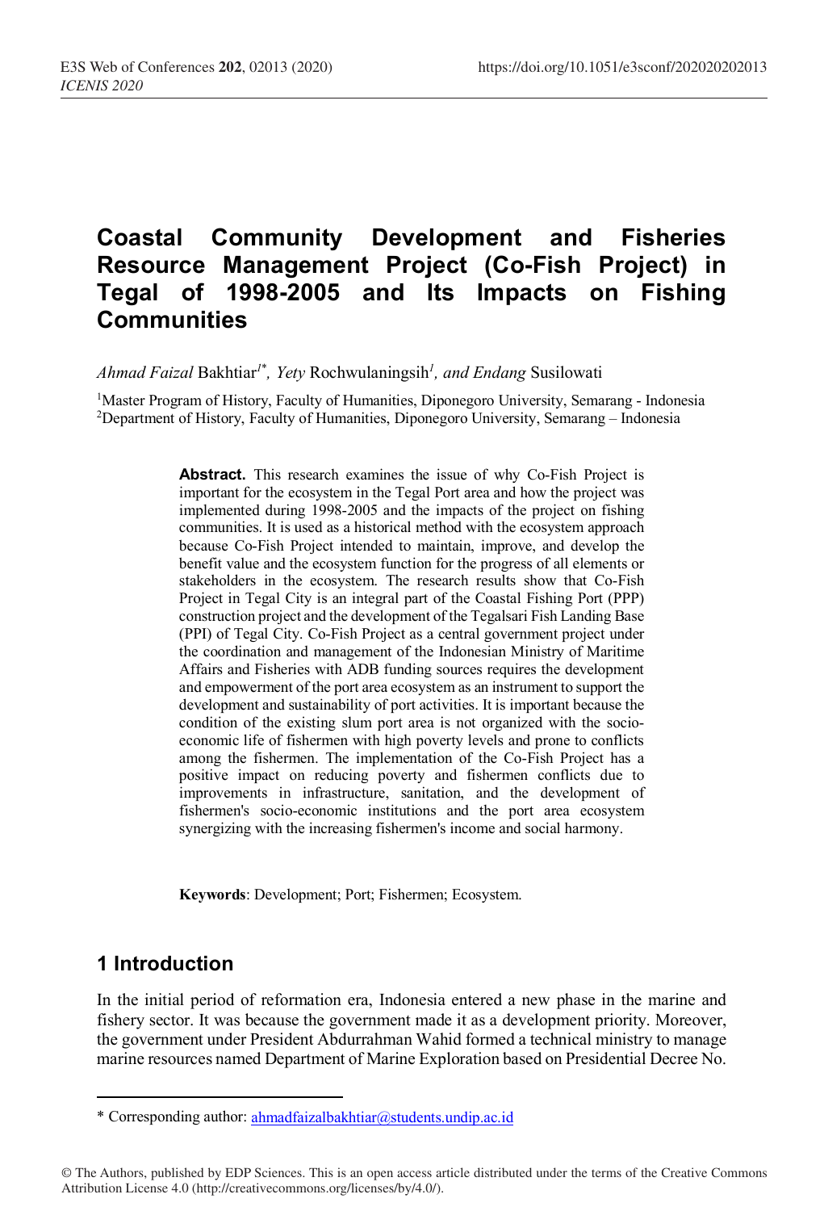# Coastal Community Development and Fisheries Resource Management Project (Co-Fish Project) in Tegal of 1998-2005 and Its Impacts on Fishing Communities

*Ahmad Faizal* Bakhtiar[1*], *Yety* Rochwulaningsih[1], *and Endang* Susilowati

[1]Master Program of History, Faculty of Humanities, Diponegoro University, Semarang - Indonesia
[2]Department of History, Faculty of Humanities, Diponegoro University, Semarang – Indonesia

**Abstract.** This research examines the issue of why Co-Fish Project is important for the ecosystem in the Tegal Port area and how the project was implemented during 1998-2005 and the impacts of the project on fishing communities. It is used as a historical method with the ecosystem approach because Co-Fish Project intended to maintain, improve, and develop the benefit value and the ecosystem function for the progress of all elements or stakeholders in the ecosystem. The research results show that Co-Fish Project in Tegal City is an integral part of the Coastal Fishing Port (PPP) construction project and the development of the Tegalsari Fish Landing Base (PPI) of Tegal City. Co-Fish Project as a central government project under the coordination and management of the Indonesian Ministry of Maritime Affairs and Fisheries with ADB funding sources requires the development and empowerment of the port area ecosystem as an instrument to support the development and sustainability of port activities. It is important because the condition of the existing slum port area is not organized with the socio-economic life of fishermen with high poverty levels and prone to conflicts among the fishermen. The implementation of the Co-Fish Project has a positive impact on reducing poverty and fishermen conflicts due to improvements in infrastructure, sanitation, and the development of fishermen's socio-economic institutions and the port area ecosystem synergizing with the increasing fishermen's income and social harmony.

**Keywords**: Development; Port; Fishermen; Ecosystem.

## 1 Introduction

In the initial period of reformation era, Indonesia entered a new phase in the marine and fishery sector. It was because the government made it as a development priority. Moreover, the government under President Abdurrahman Wahid formed a technical ministry to manage marine resources named Department of Marine Exploration based on Presidential Decree No.

---

* Corresponding author: ahmadfaizalbakhtiar@students.undip.ac.id

© The Authors, published by EDP Sciences. This is an open access article distributed under the terms of the Creative Commons Attribution License 4.0 (http://creativecommons.org/licenses/by/4.0/).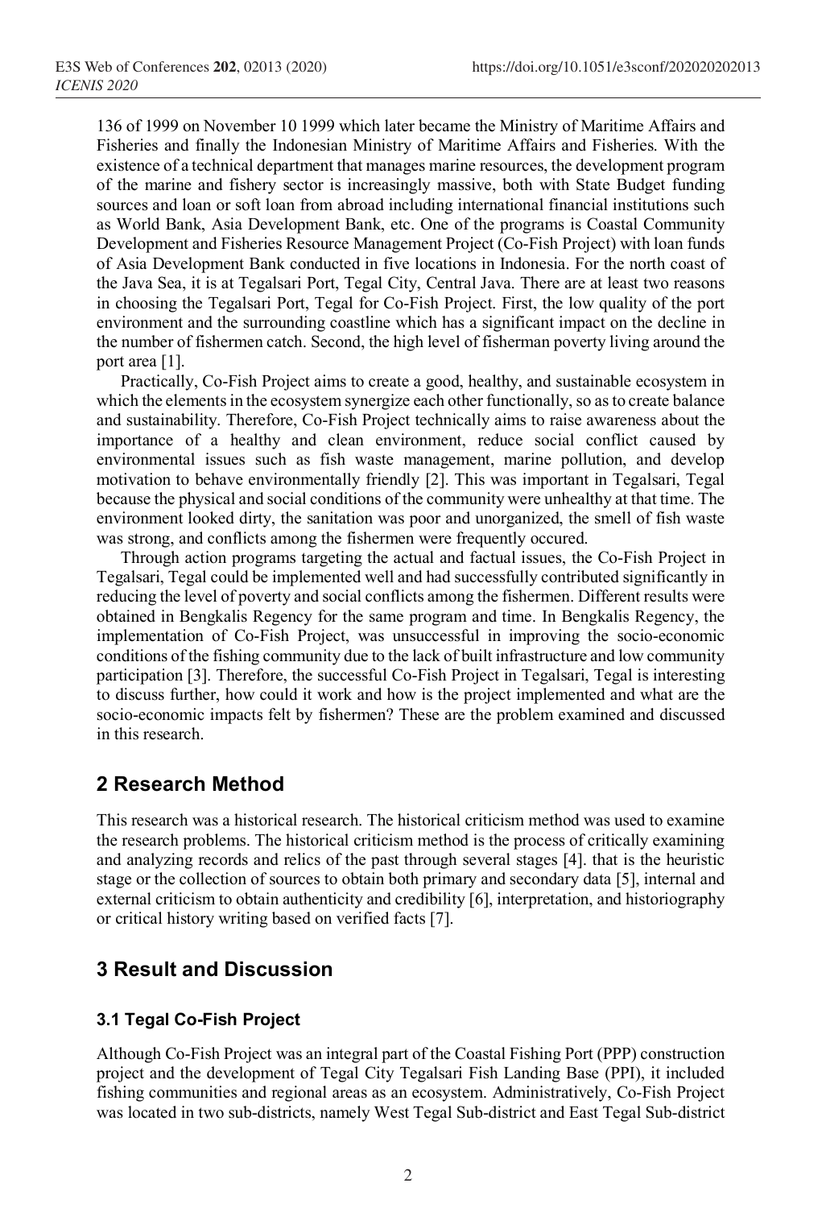136 of 1999 on November 10 1999 which later became the Ministry of Maritime Affairs and Fisheries and finally the Indonesian Ministry of Maritime Affairs and Fisheries. With the existence of a technical department that manages marine resources, the development program of the marine and fishery sector is increasingly massive, both with State Budget funding sources and loan or soft loan from abroad including international financial institutions such as World Bank, Asia Development Bank, etc. One of the programs is Coastal Community Development and Fisheries Resource Management Project (Co-Fish Project) with loan funds of Asia Development Bank conducted in five locations in Indonesia. For the north coast of the Java Sea, it is at Tegalsari Port, Tegal City, Central Java. There are at least two reasons in choosing the Tegalsari Port, Tegal for Co-Fish Project. First, the low quality of the port environment and the surrounding coastline which has a significant impact on the decline in the number of fishermen catch. Second, the high level of fisherman poverty living around the port area [1].

Practically, Co-Fish Project aims to create a good, healthy, and sustainable ecosystem in which the elements in the ecosystem synergize each other functionally, so as to create balance and sustainability. Therefore, Co-Fish Project technically aims to raise awareness about the importance of a healthy and clean environment, reduce social conflict caused by environmental issues such as fish waste management, marine pollution, and develop motivation to behave environmentally friendly [2]. This was important in Tegalsari, Tegal because the physical and social conditions of the community were unhealthy at that time. The environment looked dirty, the sanitation was poor and unorganized, the smell of fish waste was strong, and conflicts among the fishermen were frequently occured.

Through action programs targeting the actual and factual issues, the Co-Fish Project in Tegalsari, Tegal could be implemented well and had successfully contributed significantly in reducing the level of poverty and social conflicts among the fishermen. Different results were obtained in Bengkalis Regency for the same program and time. In Bengkalis Regency, the implementation of Co-Fish Project, was unsuccessful in improving the socio-economic conditions of the fishing community due to the lack of built infrastructure and low community participation [3]. Therefore, the successful Co-Fish Project in Tegalsari, Tegal is interesting to discuss further, how could it work and how is the project implemented and what are the socio-economic impacts felt by fishermen? These are the problem examined and discussed in this research.

## 2 Research Method

This research was a historical research. The historical criticism method was used to examine the research problems. The historical criticism method is the process of critically examining and analyzing records and relics of the past through several stages [4]. that is the heuristic stage or the collection of sources to obtain both primary and secondary data [5], internal and external criticism to obtain authenticity and credibility [6], interpretation, and historiography or critical history writing based on verified facts [7].

## 3 Result and Discussion

### 3.1 Tegal Co-Fish Project

Although Co-Fish Project was an integral part of the Coastal Fishing Port (PPP) construction project and the development of Tegal City Tegalsari Fish Landing Base (PPI), it included fishing communities and regional areas as an ecosystem. Administratively, Co-Fish Project was located in two sub-districts, namely West Tegal Sub-district and East Tegal Sub-district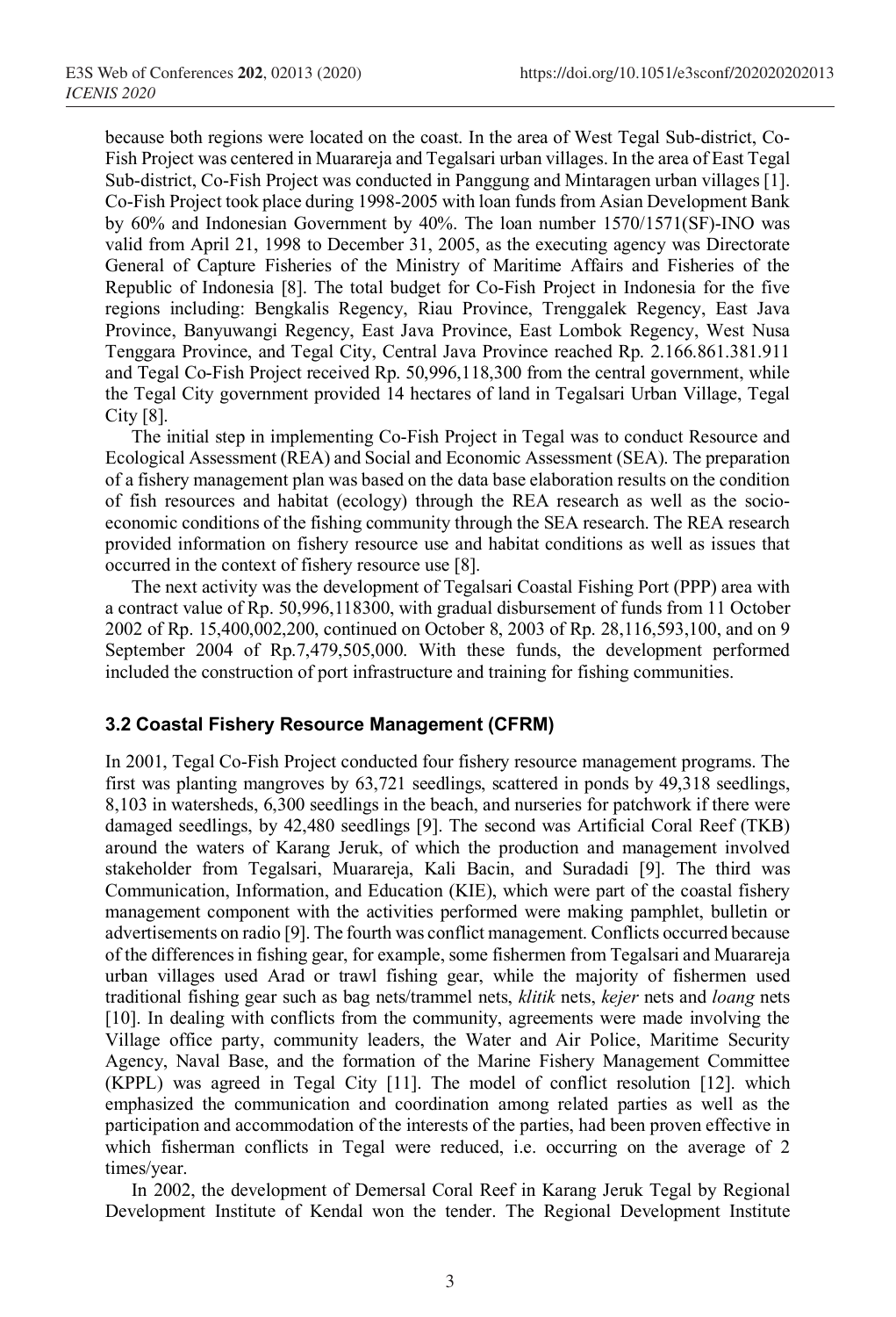because both regions were located on the coast. In the area of West Tegal Sub-district, Co-Fish Project was centered in Muarareja and Tegalsari urban villages. In the area of East Tegal Sub-district, Co-Fish Project was conducted in Panggung and Mintaragen urban villages [1]. Co-Fish Project took place during 1998-2005 with loan funds from Asian Development Bank by 60% and Indonesian Government by 40%. The loan number 1570/1571(SF)-INO was valid from April 21, 1998 to December 31, 2005, as the executing agency was Directorate General of Capture Fisheries of the Ministry of Maritime Affairs and Fisheries of the Republic of Indonesia [8]. The total budget for Co-Fish Project in Indonesia for the five regions including: Bengkalis Regency, Riau Province, Trenggalek Regency, East Java Province, Banyuwangi Regency, East Java Province, East Lombok Regency, West Nusa Tenggara Province, and Tegal City, Central Java Province reached Rp. 2.166.861.381.911 and Tegal Co-Fish Project received Rp. 50,996,118,300 from the central government, while the Tegal City government provided 14 hectares of land in Tegalsari Urban Village, Tegal City [8].

The initial step in implementing Co-Fish Project in Tegal was to conduct Resource and Ecological Assessment (REA) and Social and Economic Assessment (SEA). The preparation of a fishery management plan was based on the data base elaboration results on the condition of fish resources and habitat (ecology) through the REA research as well as the socio-economic conditions of the fishing community through the SEA research. The REA research provided information on fishery resource use and habitat conditions as well as issues that occurred in the context of fishery resource use [8].

The next activity was the development of Tegalsari Coastal Fishing Port (PPP) area with a contract value of Rp. 50,996,118300, with gradual disbursement of funds from 11 October 2002 of Rp. 15,400,002,200, continued on October 8, 2003 of Rp. 28,116,593,100, and on 9 September 2004 of Rp.7,479,505,000. With these funds, the development performed included the construction of port infrastructure and training for fishing communities.

### 3.2 Coastal Fishery Resource Management (CFRM)

In 2001, Tegal Co-Fish Project conducted four fishery resource management programs. The first was planting mangroves by 63,721 seedlings, scattered in ponds by 49,318 seedlings, 8,103 in watersheds, 6,300 seedlings in the beach, and nurseries for patchwork if there were damaged seedlings, by 42,480 seedlings [9]. The second was Artificial Coral Reef (TKB) around the waters of Karang Jeruk, of which the production and management involved stakeholder from Tegalsari, Muarareja, Kali Bacin, and Suradadi [9]. The third was Communication, Information, and Education (KIE), which were part of the coastal fishery management component with the activities performed were making pamphlet, bulletin or advertisements on radio [9]. The fourth was conflict management. Conflicts occurred because of the differences in fishing gear, for example, some fishermen from Tegalsari and Muarareja urban villages used Arad or trawl fishing gear, while the majority of fishermen used traditional fishing gear such as bag nets/trammel nets, *klitik* nets, *kejer* nets and *loang* nets [10]. In dealing with conflicts from the community, agreements were made involving the Village office party, community leaders, the Water and Air Police, Maritime Security Agency, Naval Base, and the formation of the Marine Fishery Management Committee (KPPL) was agreed in Tegal City [11]. The model of conflict resolution [12]. which emphasized the communication and coordination among related parties as well as the participation and accommodation of the interests of the parties, had been proven effective in which fisherman conflicts in Tegal were reduced, i.e. occurring on the average of 2 times/year.

In 2002, the development of Demersal Coral Reef in Karang Jeruk Tegal by Regional Development Institute of Kendal won the tender. The Regional Development Institute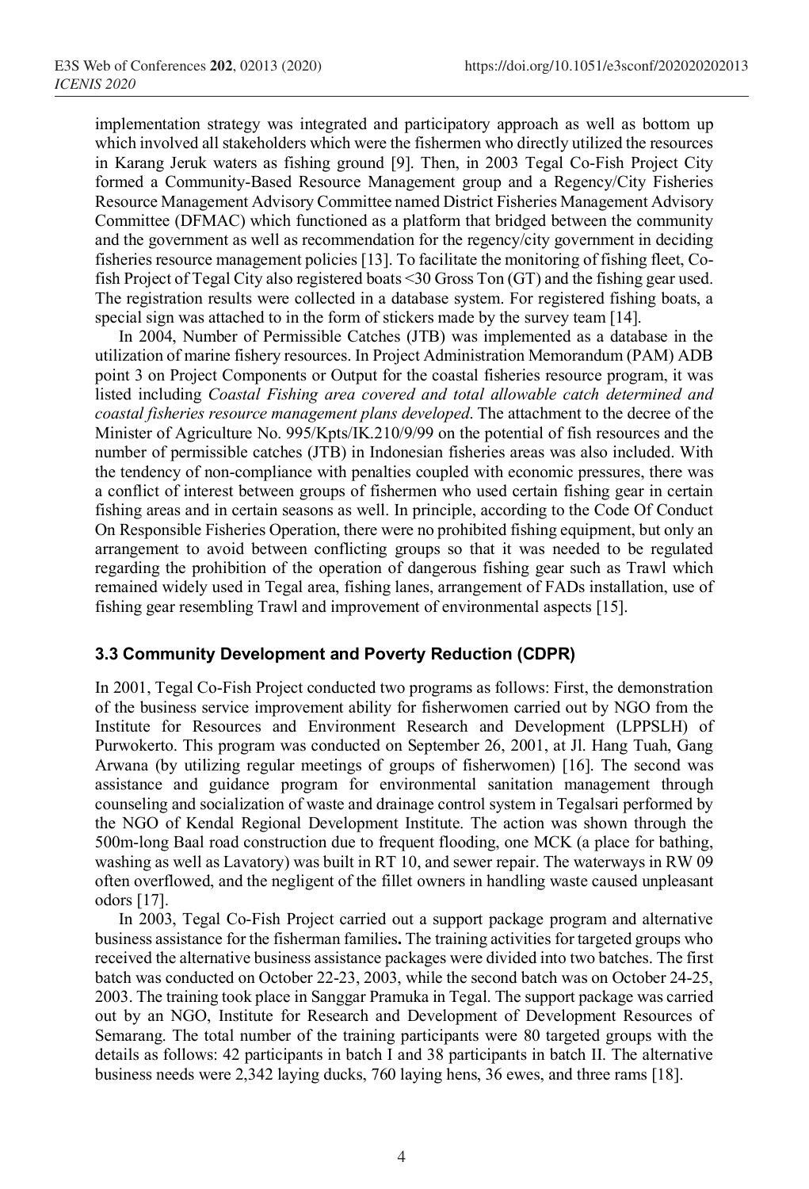implementation strategy was integrated and participatory approach as well as bottom up which involved all stakeholders which were the fishermen who directly utilized the resources in Karang Jeruk waters as fishing ground [9]. Then, in 2003 Tegal Co-Fish Project City formed a Community-Based Resource Management group and a Regency/City Fisheries Resource Management Advisory Committee named District Fisheries Management Advisory Committee (DFMAC) which functioned as a platform that bridged between the community and the government as well as recommendation for the regency/city government in deciding fisheries resource management policies [13]. To facilitate the monitoring of fishing fleet, Co-fish Project of Tegal City also registered boats <30 Gross Ton (GT) and the fishing gear used. The registration results were collected in a database system. For registered fishing boats, a special sign was attached to in the form of stickers made by the survey team [14].

In 2004, Number of Permissible Catches (JTB) was implemented as a database in the utilization of marine fishery resources. In Project Administration Memorandum (PAM) ADB point 3 on Project Components or Output for the coastal fisheries resource program, it was listed including *Coastal Fishing area covered and total allowable catch determined and coastal fisheries resource management plans developed*. The attachment to the decree of the Minister of Agriculture No. 995/Kpts/IK.210/9/99 on the potential of fish resources and the number of permissible catches (JTB) in Indonesian fisheries areas was also included. With the tendency of non-compliance with penalties coupled with economic pressures, there was a conflict of interest between groups of fishermen who used certain fishing gear in certain fishing areas and in certain seasons as well. In principle, according to the Code Of Conduct On Responsible Fisheries Operation, there were no prohibited fishing equipment, but only an arrangement to avoid between conflicting groups so that it was needed to be regulated regarding the prohibition of the operation of dangerous fishing gear such as Trawl which remained widely used in Tegal area, fishing lanes, arrangement of FADs installation, use of fishing gear resembling Trawl and improvement of environmental aspects [15].

### 3.3 Community Development and Poverty Reduction (CDPR)

In 2001, Tegal Co-Fish Project conducted two programs as follows: First, the demonstration of the business service improvement ability for fisherwomen carried out by NGO from the Institute for Resources and Environment Research and Development (LPPSLH) of Purwokerto. This program was conducted on September 26, 2001, at Jl. Hang Tuah, Gang Arwana (by utilizing regular meetings of groups of fisherwomen) [16]. The second was assistance and guidance program for environmental sanitation management through counseling and socialization of waste and drainage control system in Tegalsari performed by the NGO of Kendal Regional Development Institute. The action was shown through the 500m-long Baal road construction due to frequent flooding, one MCK (a place for bathing, washing as well as Lavatory) was built in RT 10, and sewer repair. The waterways in RW 09 often overflowed, and the negligent of the fillet owners in handling waste caused unpleasant odors [17].

In 2003, Tegal Co-Fish Project carried out a support package program and alternative business assistance for the fisherman families**.** The training activities for targeted groups who received the alternative business assistance packages were divided into two batches. The first batch was conducted on October 22-23, 2003, while the second batch was on October 24-25, 2003. The training took place in Sanggar Pramuka in Tegal. The support package was carried out by an NGO, Institute for Research and Development of Development Resources of Semarang. The total number of the training participants were 80 targeted groups with the details as follows: 42 participants in batch I and 38 participants in batch II. The alternative business needs were 2,342 laying ducks, 760 laying hens, 36 ewes, and three rams [18].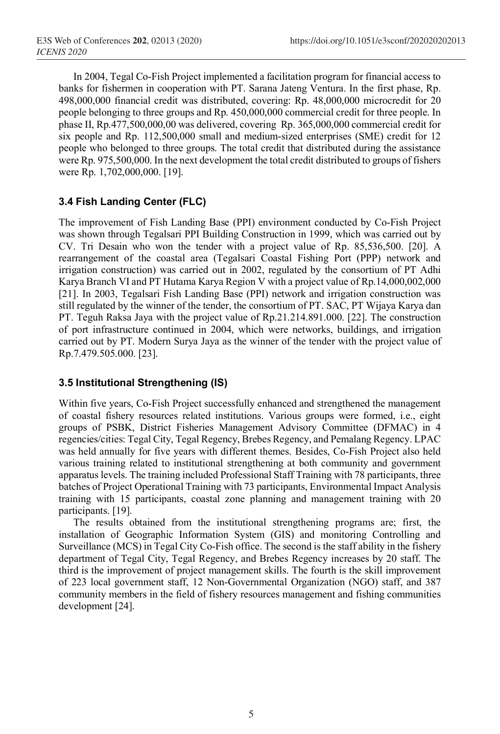In 2004, Tegal Co-Fish Project implemented a facilitation program for financial access to banks for fishermen in cooperation with PT. Sarana Jateng Ventura. In the first phase, Rp. 498,000,000 financial credit was distributed, covering: Rp. 48,000,000 microcredit for 20 people belonging to three groups and Rp. 450,000,000 commercial credit for three people. In phase II, Rp.477,500,000,00 was delivered, covering Rp. 365,000,000 commercial credit for six people and Rp. 112,500,000 small and medium-sized enterprises (SME) credit for 12 people who belonged to three groups. The total credit that distributed during the assistance were Rp. 975,500,000. In the next development the total credit distributed to groups of fishers were Rp. 1,702,000,000. [19].

### 3.4 Fish Landing Center (FLC)

The improvement of Fish Landing Base (PPI) environment conducted by Co-Fish Project was shown through Tegalsari PPI Building Construction in 1999, which was carried out by CV. Tri Desain who won the tender with a project value of Rp. 85,536,500. [20]. A rearrangement of the coastal area (Tegalsari Coastal Fishing Port (PPP) network and irrigation construction) was carried out in 2002, regulated by the consortium of PT Adhi Karya Branch VI and PT Hutama Karya Region V with a project value of Rp.14,000,002,000 [21]. In 2003, Tegalsari Fish Landing Base (PPI) network and irrigation construction was still regulated by the winner of the tender, the consortium of PT. SAC, PT Wijaya Karya dan PT. Teguh Raksa Jaya with the project value of Rp.21.214.891.000. [22]. The construction of port infrastructure continued in 2004, which were networks, buildings, and irrigation carried out by PT. Modern Surya Jaya as the winner of the tender with the project value of Rp.7.479.505.000. [23].

### 3.5 Institutional Strengthening (IS)

Within five years, Co-Fish Project successfully enhanced and strengthened the management of coastal fishery resources related institutions. Various groups were formed, i.e., eight groups of PSBK, District Fisheries Management Advisory Committee (DFMAC) in 4 regencies/cities: Tegal City, Tegal Regency, Brebes Regency, and Pemalang Regency. LPAC was held annually for five years with different themes. Besides, Co-Fish Project also held various training related to institutional strengthening at both community and government apparatus levels. The training included Professional Staff Training with 78 participants, three batches of Project Operational Training with 73 participants, Environmental Impact Analysis training with 15 participants, coastal zone planning and management training with 20 participants. [19].

The results obtained from the institutional strengthening programs are; first, the installation of Geographic Information System (GIS) and monitoring Controlling and Surveillance (MCS) in Tegal City Co-Fish office. The second is the staff ability in the fishery department of Tegal City, Tegal Regency, and Brebes Regency increases by 20 staff. The third is the improvement of project management skills. The fourth is the skill improvement of 223 local government staff, 12 Non-Governmental Organization (NGO) staff, and 387 community members in the field of fishery resources management and fishing communities development [24].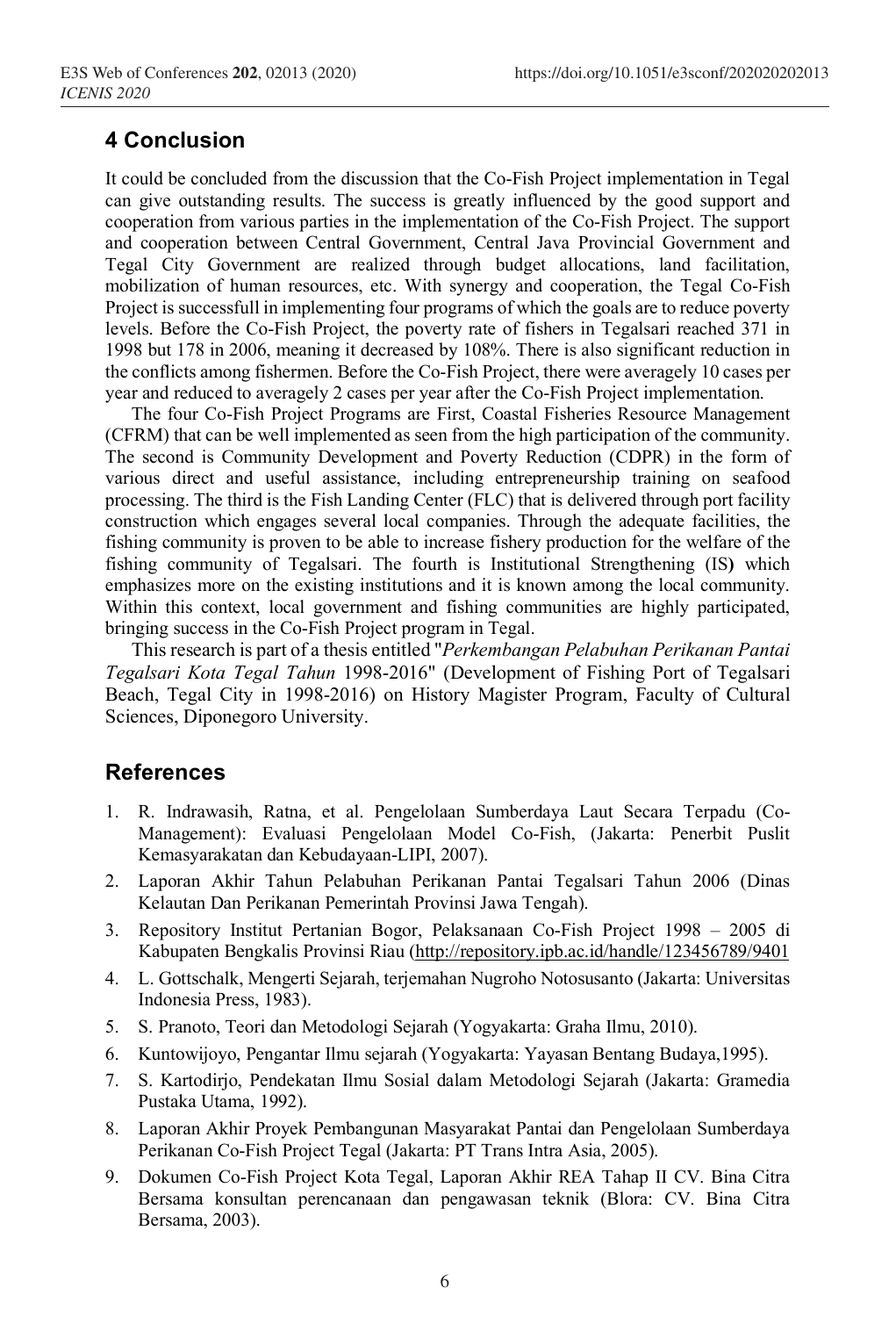## 4 Conclusion

It could be concluded from the discussion that the Co-Fish Project implementation in Tegal can give outstanding results. The success is greatly influenced by the good support and cooperation from various parties in the implementation of the Co-Fish Project. The support and cooperation between Central Government, Central Java Provincial Government and Tegal City Government are realized through budget allocations, land facilitation, mobilization of human resources, etc. With synergy and cooperation, the Tegal Co-Fish Project is successfull in implementing four programs of which the goals are to reduce poverty levels. Before the Co-Fish Project, the poverty rate of fishers in Tegalsari reached 371 in 1998 but 178 in 2006, meaning it decreased by 108%. There is also significant reduction in the conflicts among fishermen. Before the Co-Fish Project, there were averagely 10 cases per year and reduced to averagely 2 cases per year after the Co-Fish Project implementation.

The four Co-Fish Project Programs are First, Coastal Fisheries Resource Management (CFRM) that can be well implemented as seen from the high participation of the community. The second is Community Development and Poverty Reduction (CDPR) in the form of various direct and useful assistance, including entrepreneurship training on seafood processing. The third is the Fish Landing Center (FLC) that is delivered through port facility construction which engages several local companies. Through the adequate facilities, the fishing community is proven to be able to increase fishery production for the welfare of the fishing community of Tegalsari. The fourth is Institutional Strengthening (IS**)** which emphasizes more on the existing institutions and it is known among the local community. Within this context, local government and fishing communities are highly participated, bringing success in the Co-Fish Project program in Tegal.

This research is part of a thesis entitled "*Perkembangan Pelabuhan Perikanan Pantai Tegalsari Kota Tegal Tahun* 1998-2016" (Development of Fishing Port of Tegalsari Beach, Tegal City in 1998-2016) on History Magister Program, Faculty of Cultural Sciences, Diponegoro University.

## References

1. R. Indrawasih, Ratna, et al. Pengelolaan Sumberdaya Laut Secara Terpadu (Co-Management): Evaluasi Pengelolaan Model Co-Fish, (Jakarta: Penerbit Puslit Kemasyarakatan dan Kebudayaan-LIPI, 2007).
2. Laporan Akhir Tahun Pelabuhan Perikanan Pantai Tegalsari Tahun 2006 (Dinas Kelautan Dan Perikanan Pemerintah Provinsi Jawa Tengah).
3. Repository Institut Pertanian Bogor, Pelaksanaan Co-Fish Project 1998 – 2005 di Kabupaten Bengkalis Provinsi Riau (http://repository.ipb.ac.id/handle/123456789/9401
4. L. Gottschalk, Mengerti Sejarah, terjemahan Nugroho Notosusanto (Jakarta: Universitas Indonesia Press, 1983).
5. S. Pranoto, Teori dan Metodologi Sejarah (Yogyakarta: Graha Ilmu, 2010).
6. Kuntowijoyo, Pengantar Ilmu sejarah (Yogyakarta: Yayasan Bentang Budaya,1995).
7. S. Kartodirjo, Pendekatan Ilmu Sosial dalam Metodologi Sejarah (Jakarta: Gramedia Pustaka Utama, 1992).
8. Laporan Akhir Proyek Pembangunan Masyarakat Pantai dan Pengelolaan Sumberdaya Perikanan Co-Fish Project Tegal (Jakarta: PT Trans Intra Asia, 2005).
9. Dokumen Co-Fish Project Kota Tegal, Laporan Akhir REA Tahap II CV. Bina Citra Bersama konsultan perencanaan dan pengawasan teknik (Blora: CV. Bina Citra Bersama, 2003).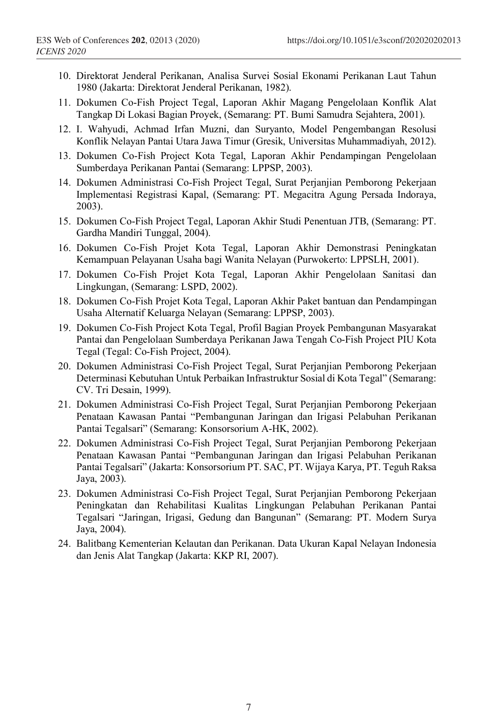10. Direktorat Jenderal Perikanan, Analisa Survei Sosial Ekonami Perikanan Laut Tahun 1980 (Jakarta: Direktorat Jenderal Perikanan, 1982).
11. Dokumen Co-Fish Project Tegal, Laporan Akhir Magang Pengelolaan Konflik Alat Tangkap Di Lokasi Bagian Proyek, (Semarang: PT. Bumi Samudra Sejahtera, 2001).
12. I. Wahyudi, Achmad Irfan Muzni, dan Suryanto, Model Pengembangan Resolusi Konflik Nelayan Pantai Utara Jawa Timur (Gresik, Universitas Muhammadiyah, 2012).
13. Dokumen Co-Fish Project Kota Tegal, Laporan Akhir Pendampingan Pengelolaan Sumberdaya Perikanan Pantai (Semarang: LPPSP, 2003).
14. Dokumen Administrasi Co-Fish Project Tegal, Surat Perjanjian Pemborong Pekerjaan Implementasi Registrasi Kapal, (Semarang: PT. Megacitra Agung Persada Indoraya, 2003).
15. Dokumen Co-Fish Project Tegal, Laporan Akhir Studi Penentuan JTB, (Semarang: PT. Gardha Mandiri Tunggal, 2004).
16. Dokumen Co-Fish Projet Kota Tegal, Laporan Akhir Demonstrasi Peningkatan Kemampuan Pelayanan Usaha bagi Wanita Nelayan (Purwokerto: LPPSLH, 2001).
17. Dokumen Co-Fish Projet Kota Tegal, Laporan Akhir Pengelolaan Sanitasi dan Lingkungan, (Semarang: LSPD, 2002).
18. Dokumen Co-Fish Projet Kota Tegal, Laporan Akhir Paket bantuan dan Pendampingan Usaha Alternatif Keluarga Nelayan (Semarang: LPPSP, 2003).
19. Dokumen Co-Fish Project Kota Tegal, Profil Bagian Proyek Pembangunan Masyarakat Pantai dan Pengelolaan Sumberdaya Perikanan Jawa Tengah Co-Fish Project PIU Kota Tegal (Tegal: Co-Fish Project, 2004).
20. Dokumen Administrasi Co-Fish Project Tegal, Surat Perjanjian Pemborong Pekerjaan Determinasi Kebutuhan Untuk Perbaikan Infrastruktur Sosial di Kota Tegal" (Semarang: CV. Tri Desain, 1999).
21. Dokumen Administrasi Co-Fish Project Tegal, Surat Perjanjian Pemborong Pekerjaan Penataan Kawasan Pantai "Pembangunan Jaringan dan Irigasi Pelabuhan Perikanan Pantai Tegalsari" (Semarang: Konsorsorium A-HK, 2002).
22. Dokumen Administrasi Co-Fish Project Tegal, Surat Perjanjian Pemborong Pekerjaan Penataan Kawasan Pantai "Pembangunan Jaringan dan Irigasi Pelabuhan Perikanan Pantai Tegalsari" (Jakarta: Konsorsorium PT. SAC, PT. Wijaya Karya, PT. Teguh Raksa Jaya, 2003).
23. Dokumen Administrasi Co-Fish Project Tegal, Surat Perjanjian Pemborong Pekerjaan Peningkatan dan Rehabilitasi Kualitas Lingkungan Pelabuhan Perikanan Pantai Tegalsari "Jaringan, Irigasi, Gedung dan Bangunan" (Semarang: PT. Modern Surya Jaya, 2004).
24. Balitbang Kementerian Kelautan dan Perikanan. Data Ukuran Kapal Nelayan Indonesia dan Jenis Alat Tangkap (Jakarta: KKP RI, 2007).